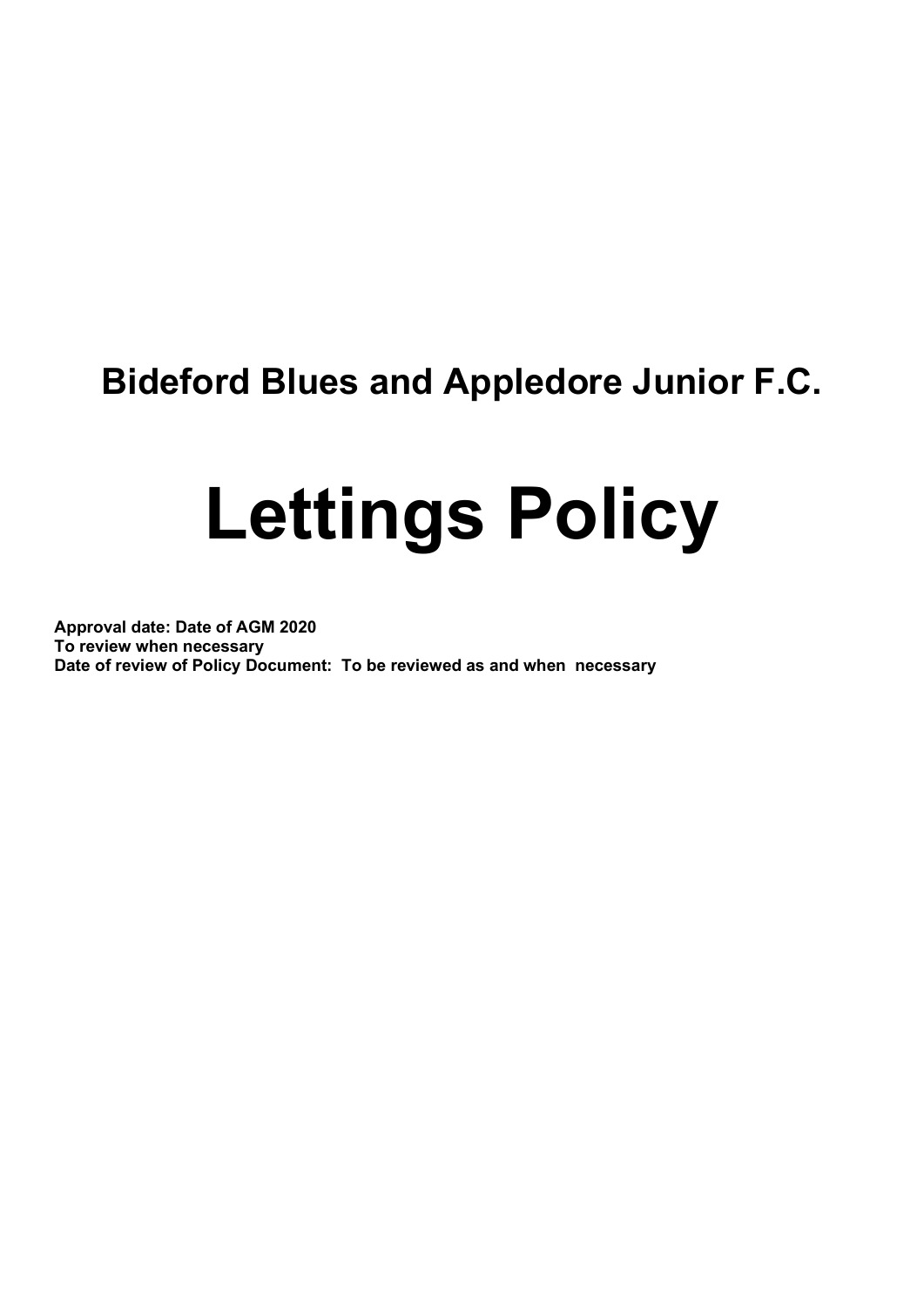## Bideford Blues and Appledore Junior F.C.

# Lettings Policy

**Approval date: Date of AGM 2020**
**To review when necessary**
**Date of review of Policy Document: To be reviewed as and when necessary**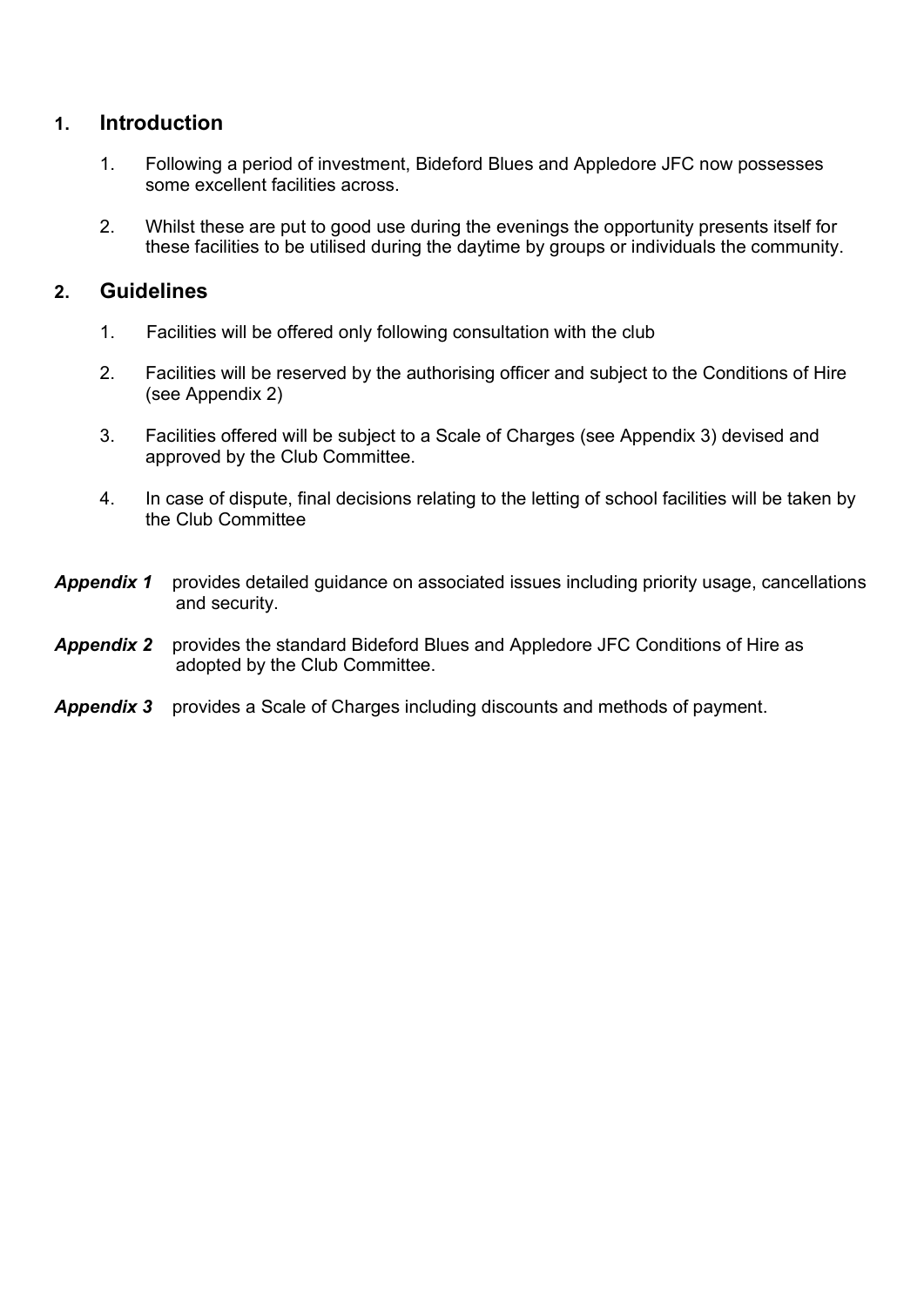## 1. Introduction

1. Following a period of investment, Bideford Blues and Appledore JFC now possesses some excellent facilities across.

2. Whilst these are put to good use during the evenings the opportunity presents itself for these facilities to be utilised during the daytime by groups or individuals the community.

## 2. Guidelines

1. Facilities will be offered only following consultation with the club

2. Facilities will be reserved by the authorising officer and subject to the Conditions of Hire (see Appendix 2)

3. Facilities offered will be subject to a Scale of Charges (see Appendix 3) devised and approved by the Club Committee.

4. In case of dispute, final decisions relating to the letting of school facilities will be taken by the Club Committee

***Appendix 1*** provides detailed guidance on associated issues including priority usage, cancellations and security.

***Appendix 2*** provides the standard Bideford Blues and Appledore JFC Conditions of Hire as adopted by the Club Committee.

***Appendix 3*** provides a Scale of Charges including discounts and methods of payment.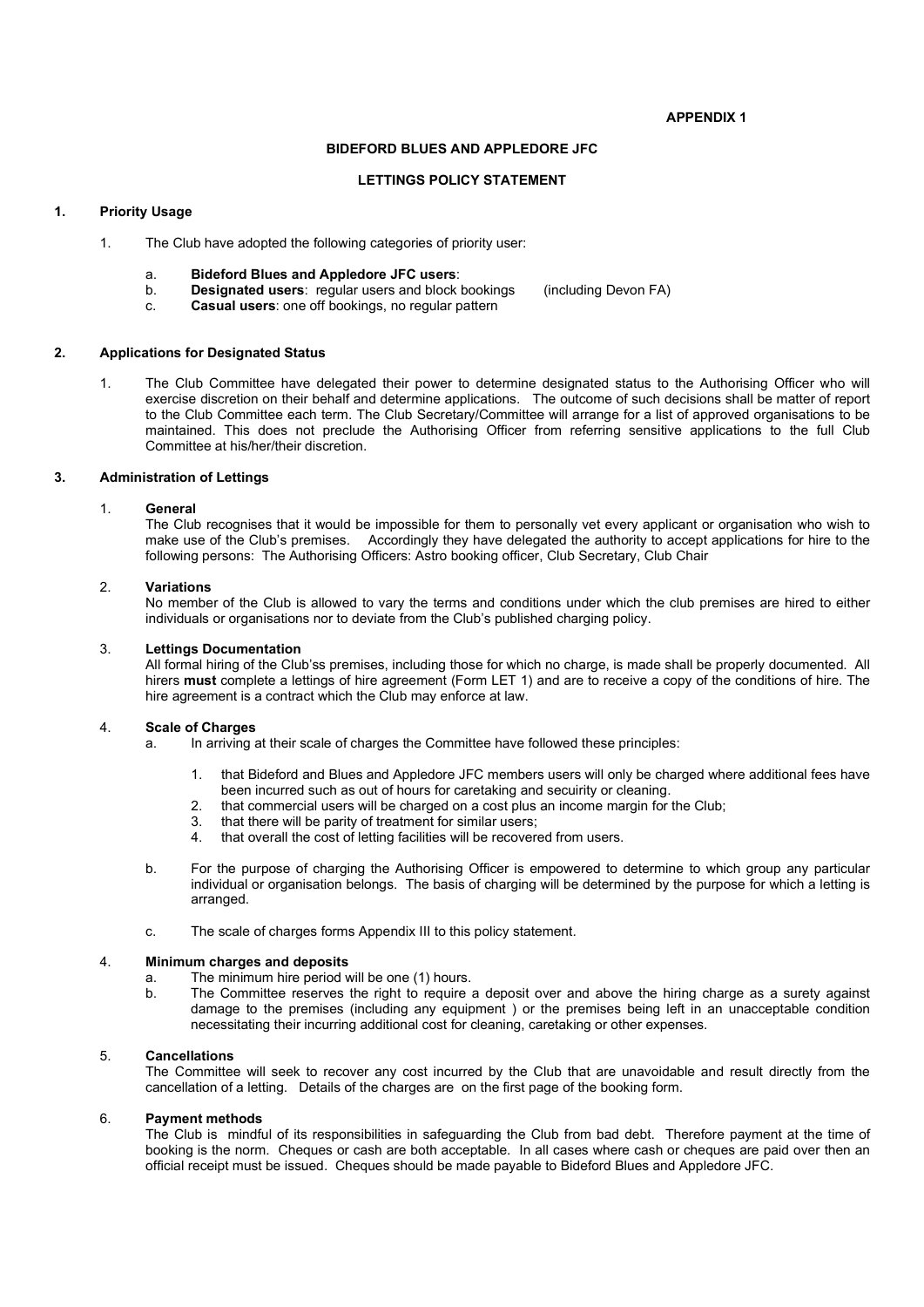**APPENDIX 1**

**BIDEFORD BLUES AND APPLEDORE JFC**

**LETTINGS POLICY STATEMENT**

## 1. Priority Usage

1. The Club have adopted the following categories of priority user:

   a. **Bideford Blues and Appledore JFC users**:
   b. **Designated users**: regular users and block bookings (including Devon FA)
   c. **Casual users**: one off bookings, no regular pattern

## 2. Applications for Designated Status

1. The Club Committee have delegated their power to determine designated status to the Authorising Officer who will exercise discretion on their behalf and determine applications. The outcome of such decisions shall be matter of report to the Club Committee each term. The Club Secretary/Committee will arrange for a list of approved organisations to be maintained. This does not preclude the Authorising Officer from referring sensitive applications to the full Club Committee at his/her/their discretion.

## 3. Administration of Lettings

1. **General**
   The Club recognises that it would be impossible for them to personally vet every applicant or organisation who wish to make use of the Club's premises. Accordingly they have delegated the authority to accept applications for hire to the following persons: The Authorising Officers: Astro booking officer, Club Secretary, Club Chair

2. **Variations**
   No member of the Club is allowed to vary the terms and conditions under which the club premises are hired to either individuals or organisations nor to deviate from the Club's published charging policy.

3. **Lettings Documentation**
   All formal hiring of the Club'ss premises, including those for which no charge, is made shall be properly documented. All hirers **must** complete a lettings of hire agreement (Form LET 1) and are to receive a copy of the conditions of hire. The hire agreement is a contract which the Club may enforce at law.

4. **Scale of Charges**
   a. In arriving at their scale of charges the Committee have followed these principles:

      1. that Bideford and Blues and Appledore JFC members users will only be charged where additional fees have been incurred such as out of hours for caretaking and secuirity or cleaning.
      2. that commercial users will be charged on a cost plus an income margin for the Club;
      3. that there will be parity of treatment for similar users;
      4. that overall the cost of letting facilities will be recovered from users.

   b. For the purpose of charging the Authorising Officer is empowered to determine to which group any particular individual or organisation belongs. The basis of charging will be determined by the purpose for which a letting is arranged.

   c. The scale of charges forms Appendix III to this policy statement.

4. **Minimum charges and deposits**
   a. The minimum hire period will be one (1) hours.
   b. The Committee reserves the right to require a deposit over and above the hiring charge as a surety against damage to the premises (including any equipment ) or the premises being left in an unacceptable condition necessitating their incurring additional cost for cleaning, caretaking or other expenses.

5. **Cancellations**
   The Committee will seek to recover any cost incurred by the Club that are unavoidable and result directly from the cancellation of a letting. Details of the charges are on the first page of the booking form.

6. **Payment methods**
   The Club is mindful of its responsibilities in safeguarding the Club from bad debt. Therefore payment at the time of booking is the norm. Cheques or cash are both acceptable. In all cases where cash or cheques are paid over then an official receipt must be issued. Cheques should be made payable to Bideford Blues and Appledore JFC.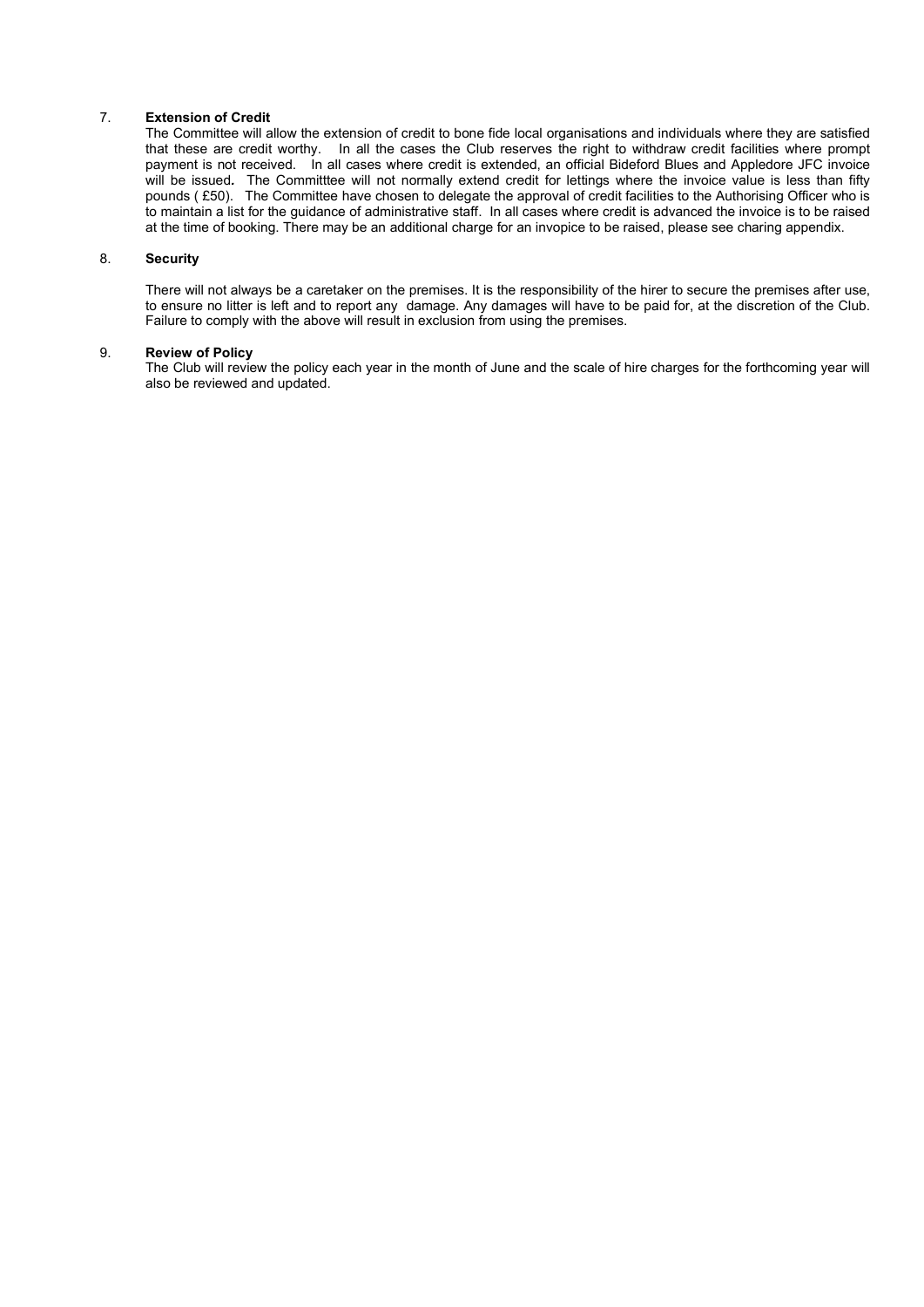7. **Extension of Credit**

The Committee will allow the extension of credit to bone fide local organisations and individuals where they are satisfied that these are credit worthy. In all the cases the Club reserves the right to withdraw credit facilities where prompt payment is not received. In all cases where credit is extended, an official Bideford Blues and Appledore JFC invoice will be issued**.** The Committtee will not normally extend credit for lettings where the invoice value is less than fifty pounds ( £50). The Committee have chosen to delegate the approval of credit facilities to the Authorising Officer who is to maintain a list for the guidance of administrative staff. In all cases where credit is advanced the invoice is to be raised at the time of booking. There may be an additional charge for an invopice to be raised, please see charing appendix.

8. **Security**

There will not always be a caretaker on the premises. It is the responsibility of the hirer to secure the premises after use, to ensure no litter is left and to report any damage. Any damages will have to be paid for, at the discretion of the Club. Failure to comply with the above will result in exclusion from using the premises.

9. **Review of Policy**

The Club will review the policy each year in the month of June and the scale of hire charges for the forthcoming year will also be reviewed and updated.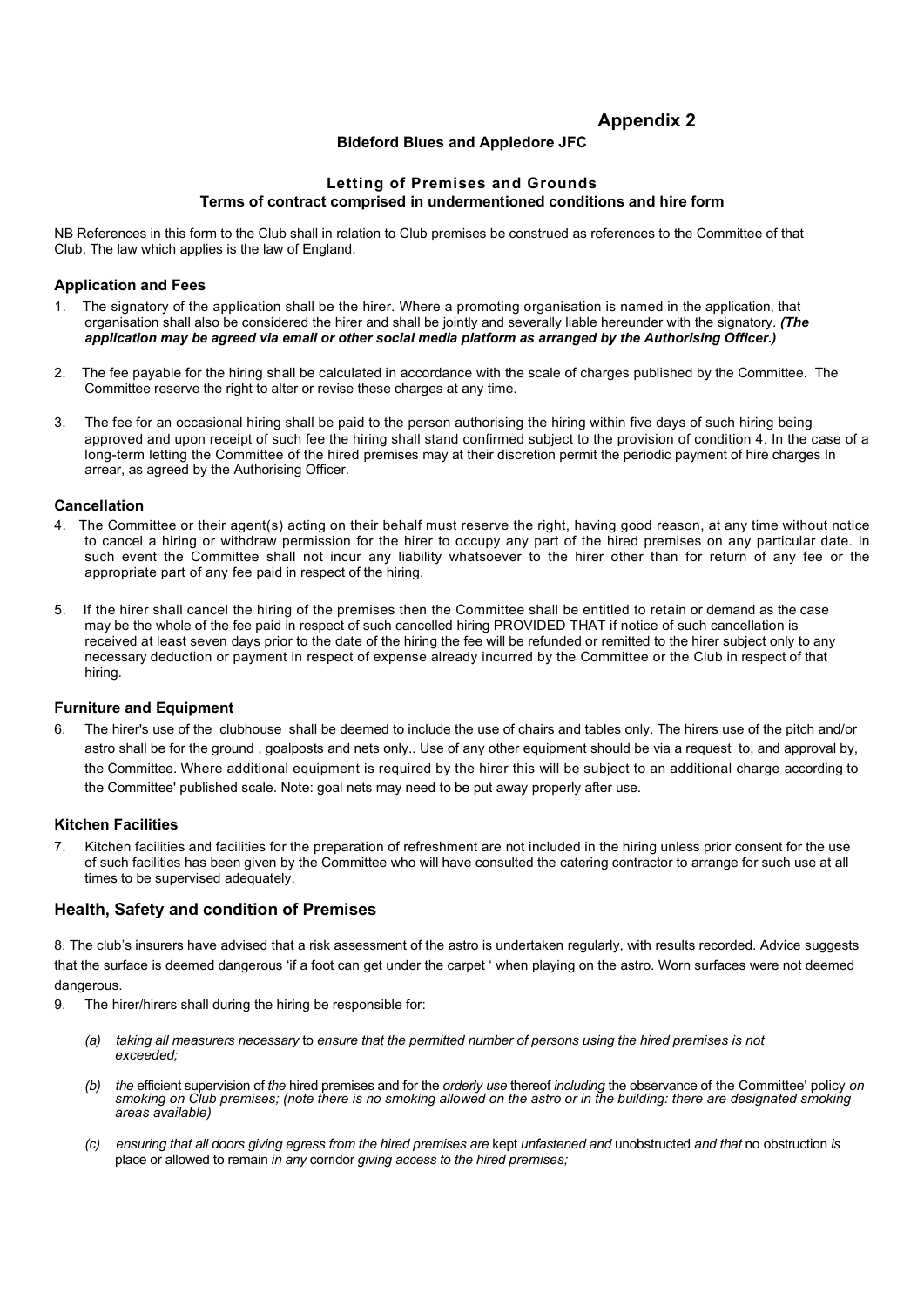# Appendix 2

**Bideford Blues and Appledore JFC**

**Letting of Premises and Grounds**
**Terms of contract comprised in undermentioned conditions and hire form**

NB References in this form to the Club shall in relation to Club premises be construed as references to the Committee of that Club. The law which applies is the law of England.

### Application and Fees

1. The signatory of the application shall be the hirer. Where a promoting organisation is named in the application, that organisation shall also be considered the hirer and shall be jointly and severally liable hereunder with the signatory. ***(The application may be agreed via email or other social media platform as arranged by the Authorising Officer.)***

2. The fee payable for the hiring shall be calculated in accordance with the scale of charges published by the Committee. The Committee reserve the right to alter or revise these charges at any time.

3. The fee for an occasional hiring shall be paid to the person authorising the hiring within five days of such hiring being approved and upon receipt of such fee the hiring shall stand confirmed subject to the provision of condition 4. In the case of a long-term letting the Committee of the hired premises may at their discretion permit the periodic payment of hire charges In arrear, as agreed by the Authorising Officer.

### Cancellation

4. The Committee or their agent(s) acting on their behalf must reserve the right, having good reason, at any time without notice to cancel a hiring or withdraw permission for the hirer to occupy any part of the hired premises on any particular date. In such event the Committee shall not incur any liability whatsoever to the hirer other than for return of any fee or the appropriate part of any fee paid in respect of the hiring.

5. If the hirer shall cancel the hiring of the premises then the Committee shall be entitled to retain or demand as the case may be the whole of the fee paid in respect of such cancelled hiring PROVIDED THAT if notice of such cancellation is received at least seven days prior to the date of the hiring the fee will be refunded or remitted to the hirer subject only to any necessary deduction or payment in respect of expense already incurred by the Committee or the Club in respect of that hiring.

### Furniture and Equipment

6. The hirer's use of the clubhouse shall be deemed to include the use of chairs and tables only. The hirers use of the pitch and/or astro shall be for the ground , goalposts and nets only.. Use of any other equipment should be via a request to, and approval by, the Committee. Where additional equipment is required by the hirer this will be subject to an additional charge according to the Committee' published scale. Note: goal nets may need to be put away properly after use.

### Kitchen Facilities

7. Kitchen facilities and facilities for the preparation of refreshment are not included in the hiring unless prior consent for the use of such facilities has been given by the Committee who will have consulted the catering contractor to arrange for such use at all times to be supervised adequately.

## Health, Safety and condition of Premises

8. The club's insurers have advised that a risk assessment of the astro is undertaken regularly, with results recorded. Advice suggests that the surface is deemed dangerous 'if a foot can get under the carpet ' when playing on the astro. Worn surfaces were not deemed dangerous.

9. The hirer/hirers shall during the hiring be responsible for:

   *(a) taking all measurers necessary* to *ensure that the permitted number of persons using the hired premises is not exceeded;*

   *(b) the* efficient supervision of *the* hired premises and for the *orderly use* thereof *including* the observance of the Committee' policy *on smoking on Club premises; (note there is no smoking allowed on the astro or in the building: there are designated smoking areas available)*

   *(c) ensuring that all doors giving egress from the hired premises are* kept *unfastened and* unobstructed *and that* no obstruction *is* place or allowed to remain *in any* corridor *giving access to the hired premises;*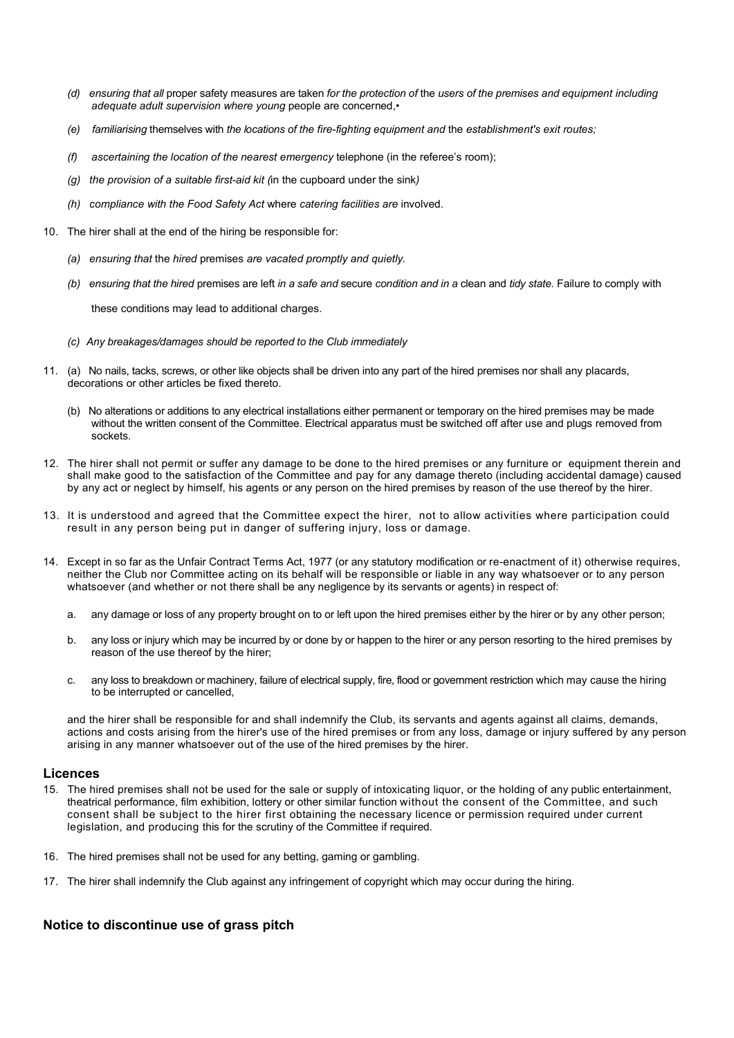(d) *ensuring that all* proper safety measures are taken *for the protection of* the *users of the premises and equipment including adequate adult supervision where young* people are concerned,•

(e) *familiarising* themselves with *the locations of the fire-fighting equipment and* the *establishment's exit routes;*

(f) *ascertaining the location of the nearest emergency* telephone (in the referee's room);

(g) *the provision of a suitable first-aid kit (*in the cupboard under the sink*)*

(h) *compliance with the Food Safety Act* where *catering facilities are* involved.

10. The hirer shall at the end of the hiring be responsible for:

    (a) *ensuring that* the *hired* premises *are vacated promptly and quietly.*

    (b) *ensuring that the hired* premises are left *in a safe and* secure *condition and in a* clean and *tidy state.* Failure to comply with these conditions may lead to additional charges.

    (c) *Any breakages/damages should be reported to the Club immediately*

11. (a) No nails, tacks, screws, or other like objects shall be driven into any part of the hired premises nor shall any placards, decorations or other articles be fixed thereto.

    (b) No alterations or additions to any electrical installations either permanent or temporary on the hired premises may be made without the written consent of the Committee. Electrical apparatus must be switched off after use and plugs removed from sockets.

12. The hirer shall not permit or suffer any damage to be done to the hired premises or any furniture or equipment therein and shall make good to the satisfaction of the Committee and pay for any damage thereto (including accidental damage) caused by any act or neglect by himself, his agents or any person on the hired premises by reason of the use thereof by the hirer.

13. It is understood and agreed that the Committee expect the hirer, not to allow activities where participation could result in any person being put in danger of suffering injury, loss or damage.

14. Except in so far as the Unfair Contract Terms Act, 1977 (or any statutory modification or re-enactment of it) otherwise requires, neither the Club nor Committee acting on its behalf will be responsible or liable in any way whatsoever or to any person whatsoever (and whether or not there shall be any negligence by its servants or agents) in respect of:

    a. any damage or loss of any property brought on to or left upon the hired premises either by the hirer or by any other person;

    b. any loss or injury which may be incurred by or done by or happen to the hirer or any person resorting to the hired premises by reason of the use thereof by the hirer;

    c. any loss to breakdown or machinery, failure of electrical supply, fire, flood or government restriction which may cause the hiring to be interrupted or cancelled,

    and the hirer shall be responsible for and shall indemnify the Club, its servants and agents against all claims, demands, actions and costs arising from the hirer's use of the hired premises or from any loss, damage or injury suffered by any person arising in any manner whatsoever out of the use of the hired premises by the hirer.

## Licences

15. The hired premises shall not be used for the sale or supply of intoxicating liquor, or the holding of any public entertainment, theatrical performance, film exhibition, lottery or other similar function without the consent of the Committee, and such consent shall be subject to the hirer first obtaining the necessary licence or permission required under current legislation, and producing this for the scrutiny of the Committee if required.

16. The hired premises shall not be used for any betting, gaming or gambling.

17. The hirer shall indemnify the Club against any infringement of copyright which may occur during the hiring.

## Notice to discontinue use of grass pitch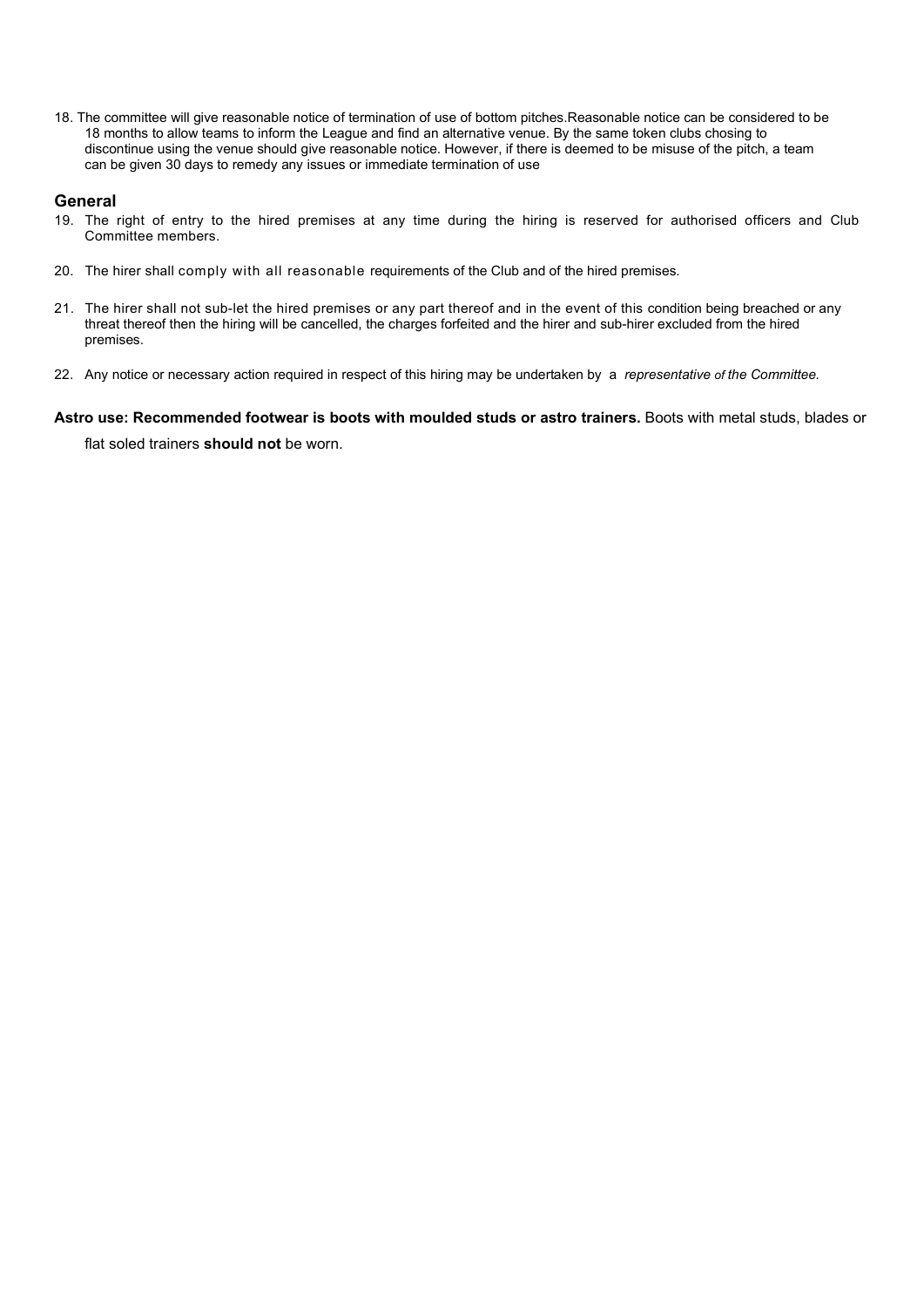18. The committee will give reasonable notice of termination of use of bottom pitches.Reasonable notice can be considered to be 18 months to allow teams to inform the League and find an alternative venue. By the same token clubs chosing to discontinue using the venue should give reasonable notice. However, if there is deemed to be misuse of the pitch, a team can be given 30 days to remedy any issues or immediate termination of use

## General

19. The right of entry to the hired premises at any time during the hiring is reserved for authorised officers and Club Committee members.

20. The hirer shall comply with all reasonable requirements of the Club and of the hired premises.

21. The hirer shall not sub-let the hired premises or any part thereof and in the event of this condition being breached or any threat thereof then the hiring will be cancelled, the charges forfeited and the hirer and sub-hirer excluded from the hired premises.

22. Any notice or necessary action required in respect of this hiring may be undertaken by a *representative of the Committee.*

**Astro use: Recommended footwear is boots with moulded studs or astro trainers.** Boots with metal studs, blades or flat soled trainers **should not** be worn.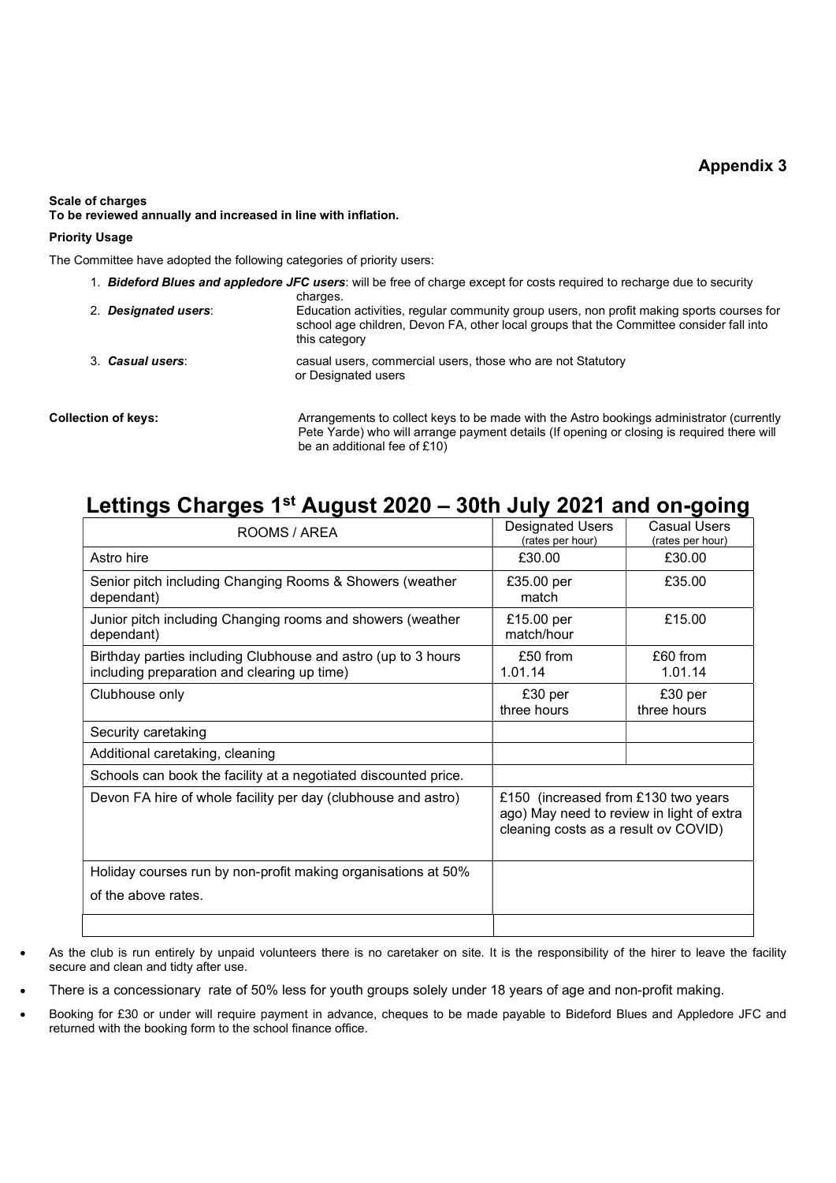## Appendix 3

**Scale of charges**
**To be reviewed annually and increased in line with inflation.**

**Priority Usage**

The Committee have adopted the following categories of priority users:

1. ***Bideford Blues and appledore JFC users***: will be free of charge except for costs required to recharge due to security charges.
2. ***Designated users***: Education activities, regular community group users, non profit making sports courses for school age children, Devon FA, other local groups that the Committee consider fall into this category
3. ***Casual users***: casual users, commercial users, those who are not Statutory or Designated users

**Collection of keys:** Arrangements to collect keys to be made with the Astro bookings administrator (currently Pete Yarde) who will arrange payment details (If opening or closing is required there will be an additional fee of £10)

# Lettings Charges 1st August 2020 – 30th July 2021 and on-going

| ROOMS / AREA | Designated Users (rates per hour) | Casual Users (rates per hour) |
|---|---|---|
| Astro hire | £30.00 | £30.00 |
| Senior pitch including Changing Rooms & Showers (weather dependant) | £35.00 per match | £35.00 |
| Junior pitch including Changing rooms and showers (weather dependant) | £15.00 per match/hour | £15.00 |
| Birthday parties including Clubhouse and astro (up to 3 hours including preparation and clearing up time) | £50 from 1.01.14 | £60 from 1.01.14 |
| Clubhouse only | £30 per three hours | £30 per three hours |
| Security caretaking | | |
| Additional caretaking, cleaning | | |
| Schools can book the facility at a negotiated discounted price. | | |
| Devon FA hire of whole facility per day (clubhouse and astro) | £150 (increased from £130 two years ago) May need to review in light of extra cleaning costs as a result ov COVID) | |
| Holiday courses run by non-profit making organisations at 50% of the above rates. | | |
| | | |

- As the club is run entirely by unpaid volunteers there is no caretaker on site. It is the responsibility of the hirer to leave the facility secure and clean and tidty after use.
- There is a concessionary rate of 50% less for youth groups solely under 18 years of age and non-profit making.
- Booking for £30 or under will require payment in advance, cheques to be made payable to Bideford Blues and Appledore JFC and returned with the booking form to the school finance office.